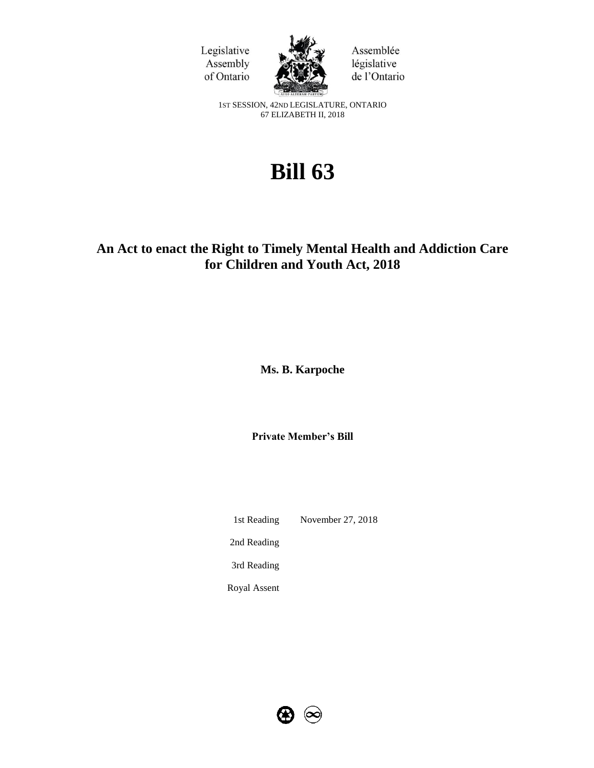Legislative Assembly of Ontario

Assemblée législative de l'Ontario

1ST SESSION, 42ND LEGISLATURE, ONTARIO
67 ELIZABETH II, 2018

# Bill 63

## An Act to enact the Right to Timely Mental Health and Addiction Care for Children and Youth Act, 2018

**Ms. B. Karpoche**

**Private Member's Bill**

| | |
|---|---|
| 1st Reading | November 27, 2018 |
| 2nd Reading | |
| 3rd Reading | |
| Royal Assent | |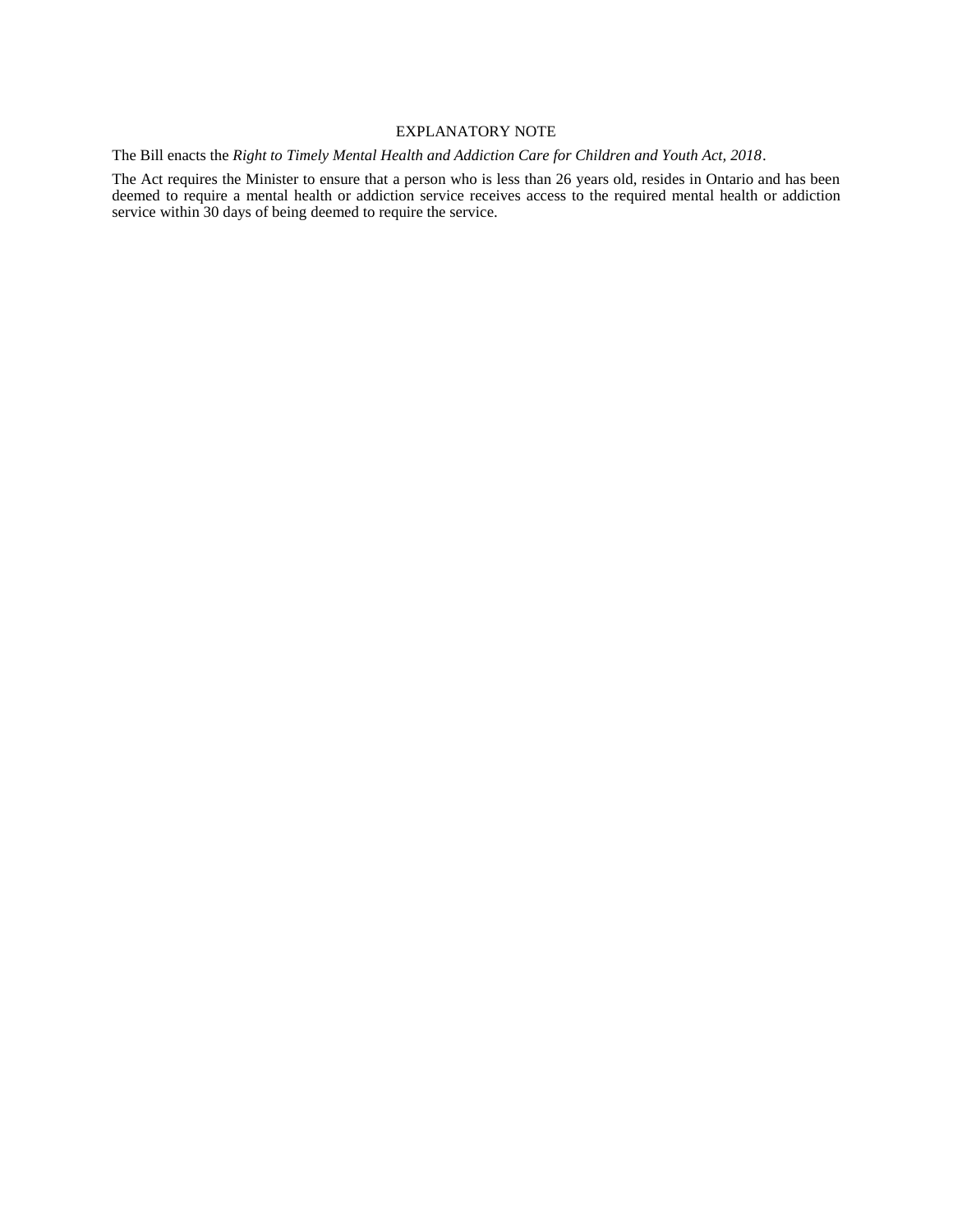## EXPLANATORY NOTE

The Bill enacts the *Right to Timely Mental Health and Addiction Care for Children and Youth Act, 2018*.

The Act requires the Minister to ensure that a person who is less than 26 years old, resides in Ontario and has been deemed to require a mental health or addiction service receives access to the required mental health or addiction service within 30 days of being deemed to require the service.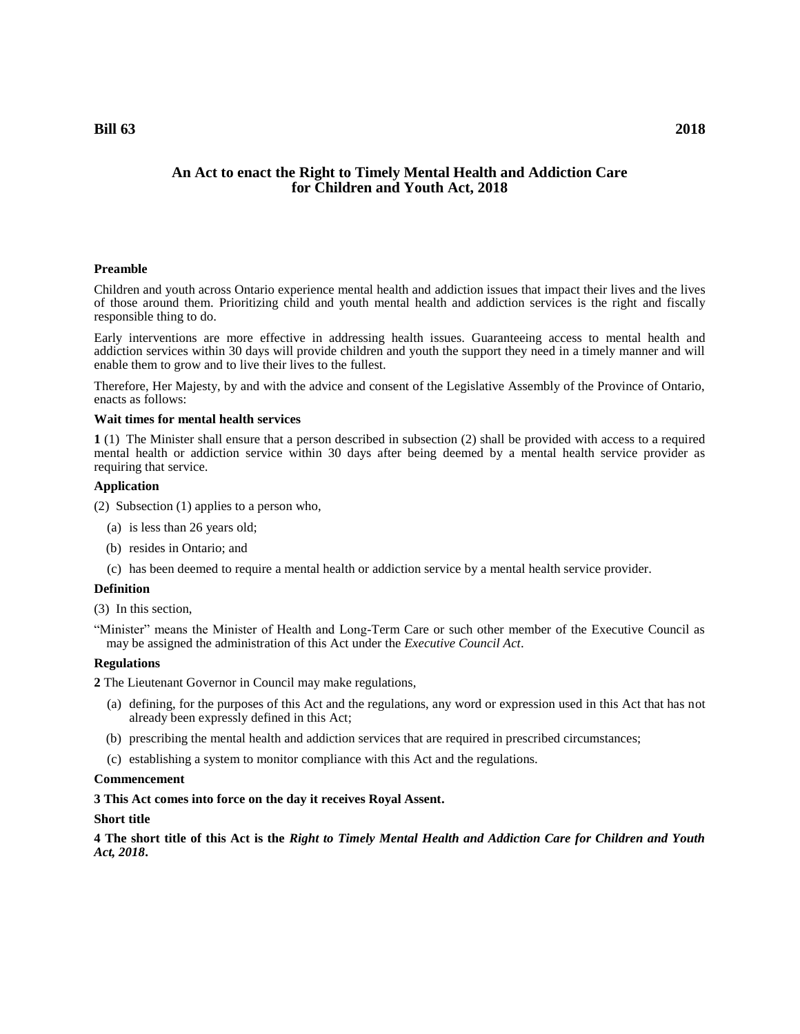**Bill 63** **2018**

# An Act to enact the Right to Timely Mental Health and Addiction Care for Children and Youth Act, 2018

### Preamble

Children and youth across Ontario experience mental health and addiction issues that impact their lives and the lives of those around them. Prioritizing child and youth mental health and addiction services is the right and fiscally responsible thing to do.

Early interventions are more effective in addressing health issues. Guaranteeing access to mental health and addiction services within 30 days will provide children and youth the support they need in a timely manner and will enable them to grow and to live their lives to the fullest.

Therefore, Her Majesty, by and with the advice and consent of the Legislative Assembly of the Province of Ontario, enacts as follows:

### Wait times for mental health services

**1** (1) The Minister shall ensure that a person described in subsection (2) shall be provided with access to a required mental health or addiction service within 30 days after being deemed by a mental health service provider as requiring that service.

### Application

(2) Subsection (1) applies to a person who,

- (a) is less than 26 years old;
- (b) resides in Ontario; and
- (c) has been deemed to require a mental health or addiction service by a mental health service provider.

### Definition

(3) In this section,

"Minister" means the Minister of Health and Long-Term Care or such other member of the Executive Council as may be assigned the administration of this Act under the *Executive Council Act*.

### Regulations

**2** The Lieutenant Governor in Council may make regulations,

- (a) defining, for the purposes of this Act and the regulations, any word or expression used in this Act that has not already been expressly defined in this Act;
- (b) prescribing the mental health and addiction services that are required in prescribed circumstances;
- (c) establishing a system to monitor compliance with this Act and the regulations.

### Commencement

**3 This Act comes into force on the day it receives Royal Assent.**

### Short title

**4 The short title of this Act is the *Right to Timely Mental Health and Addiction Care for Children and Youth Act, 2018*.**